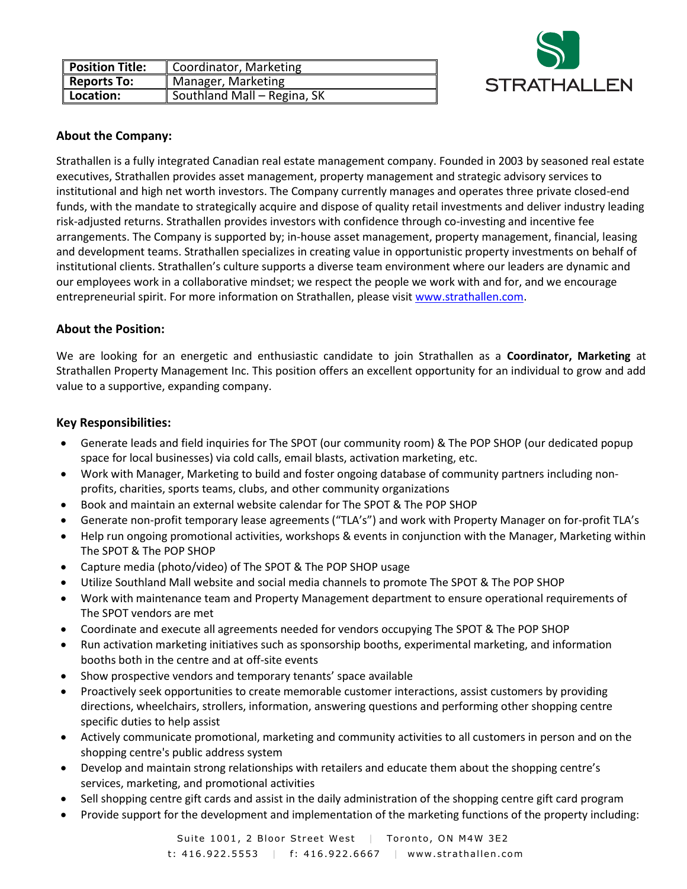| Position Title: | Coordinator, Marketing |
| --- | --- |
| Reports To: | Manager, Marketing |
| Location: | Southland Mall – Regina, SK |

STRATHALLEN

## About the Company:

Strathallen is a fully integrated Canadian real estate management company. Founded in 2003 by seasoned real estate executives, Strathallen provides asset management, property management and strategic advisory services to institutional and high net worth investors. The Company currently manages and operates three private closed-end funds, with the mandate to strategically acquire and dispose of quality retail investments and deliver industry leading risk-adjusted returns. Strathallen provides investors with confidence through co-investing and incentive fee arrangements. The Company is supported by; in-house asset management, property management, financial, leasing and development teams. Strathallen specializes in creating value in opportunistic property investments on behalf of institutional clients. Strathallen's culture supports a diverse team environment where our leaders are dynamic and our employees work in a collaborative mindset; we respect the people we work with and for, and we encourage entrepreneurial spirit. For more information on Strathallen, please visit www.strathallen.com.

## About the Position:

We are looking for an energetic and enthusiastic candidate to join Strathallen as a **Coordinator, Marketing** at Strathallen Property Management Inc. This position offers an excellent opportunity for an individual to grow and add value to a supportive, expanding company.

## Key Responsibilities:

- Generate leads and field inquiries for The SPOT (our community room) & The POP SHOP (our dedicated popup space for local businesses) via cold calls, email blasts, activation marketing, etc.
- Work with Manager, Marketing to build and foster ongoing database of community partners including non-profits, charities, sports teams, clubs, and other community organizations
- Book and maintain an external website calendar for The SPOT & The POP SHOP
- Generate non-profit temporary lease agreements ("TLA's") and work with Property Manager on for-profit TLA's
- Help run ongoing promotional activities, workshops & events in conjunction with the Manager, Marketing within The SPOT & The POP SHOP
- Capture media (photo/video) of The SPOT & The POP SHOP usage
- Utilize Southland Mall website and social media channels to promote The SPOT & The POP SHOP
- Work with maintenance team and Property Management department to ensure operational requirements of The SPOT vendors are met
- Coordinate and execute all agreements needed for vendors occupying The SPOT & The POP SHOP
- Run activation marketing initiatives such as sponsorship booths, experimental marketing, and information booths both in the centre and at off-site events
- Show prospective vendors and temporary tenants' space available
- Proactively seek opportunities to create memorable customer interactions, assist customers by providing directions, wheelchairs, strollers, information, answering questions and performing other shopping centre specific duties to help assist
- Actively communicate promotional, marketing and community activities to all customers in person and on the shopping centre's public address system
- Develop and maintain strong relationships with retailers and educate them about the shopping centre's services, marketing, and promotional activities
- Sell shopping centre gift cards and assist in the daily administration of the shopping centre gift card program
- Provide support for the development and implementation of the marketing functions of the property including: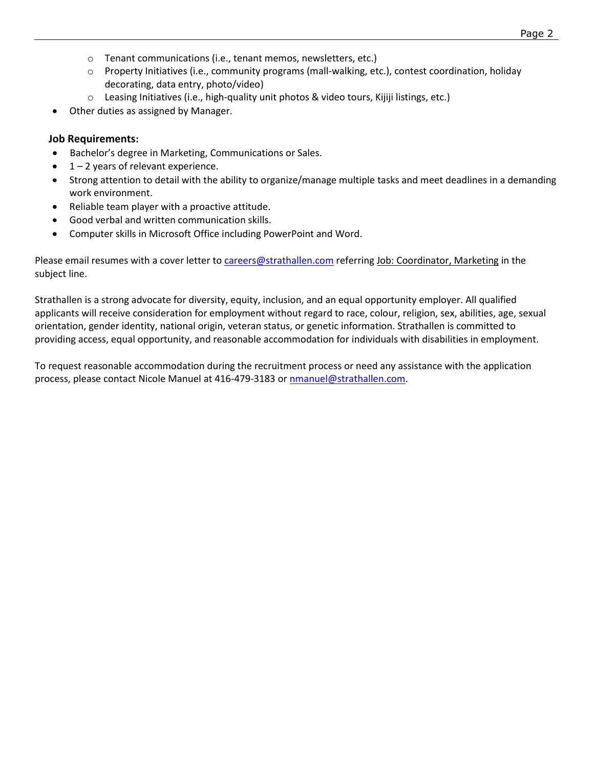- Tenant communications (i.e., tenant memos, newsletters, etc.)
  - Property Initiatives (i.e., community programs (mall-walking, etc.), contest coordination, holiday decorating, data entry, photo/video)
  - Leasing Initiatives (i.e., high-quality unit photos & video tours, Kijiji listings, etc.)
- Other duties as assigned by Manager.

**Job Requirements:**

- Bachelor's degree in Marketing, Communications or Sales.
- 1 – 2 years of relevant experience.
- Strong attention to detail with the ability to organize/manage multiple tasks and meet deadlines in a demanding work environment.
- Reliable team player with a proactive attitude.
- Good verbal and written communication skills.
- Computer skills in Microsoft Office including PowerPoint and Word.

Please email resumes with a cover letter to careers@strathallen.com referring Job: Coordinator, Marketing in the subject line.

Strathallen is a strong advocate for diversity, equity, inclusion, and an equal opportunity employer. All qualified applicants will receive consideration for employment without regard to race, colour, religion, sex, abilities, age, sexual orientation, gender identity, national origin, veteran status, or genetic information. Strathallen is committed to providing access, equal opportunity, and reasonable accommodation for individuals with disabilities in employment.

To request reasonable accommodation during the recruitment process or need any assistance with the application process, please contact Nicole Manuel at 416-479-3183 or nmanuel@strathallen.com.